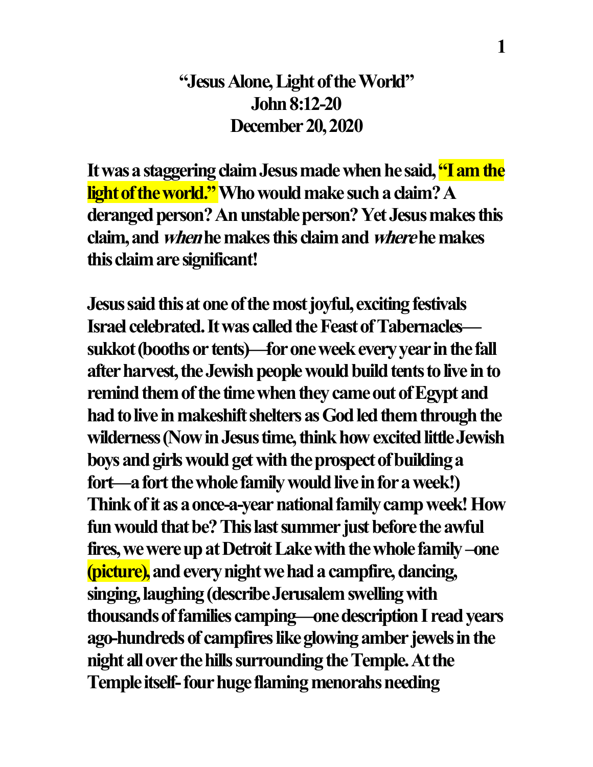# **"Jesus Alone, Light of the World"**
## **John 8:12-20**
## **December 20, 2020**

**It was a staggering claim Jesus made when he said, "I am the light of the world." Who would make such a claim? A deranged person? An unstable person? Yet Jesus makes this claim, and *when* he makes this claim and *where* he makes this claim are significant!**

**Jesus said this at one of the most joyful, exciting festivals Israel celebrated. It was called the Feast of Tabernacles—sukkot (booths or tents)—for one week every year in the fall after harvest, the Jewish people would build tents to live in to remind them of the time when they came out of Egypt and had to live in makeshift shelters as God led them through the wilderness (Now in Jesus time, think how excited little Jewish boys and girls would get with the prospect of building a fort—a fort the whole family would live in for a week!) Think of it as a once-a-year national family camp week! How fun would that be? This last summer just before the awful fires, we were up at Detroit Lake with the whole family –one (picture), and every night we had a campfire, dancing, singing, laughing (describe Jerusalem swelling with thousands of families camping—one description I read years ago-hundreds of campfires like glowing amber jewels in the night all over the hills surrounding the Temple. At the Temple itself- four huge flaming menorahs needing**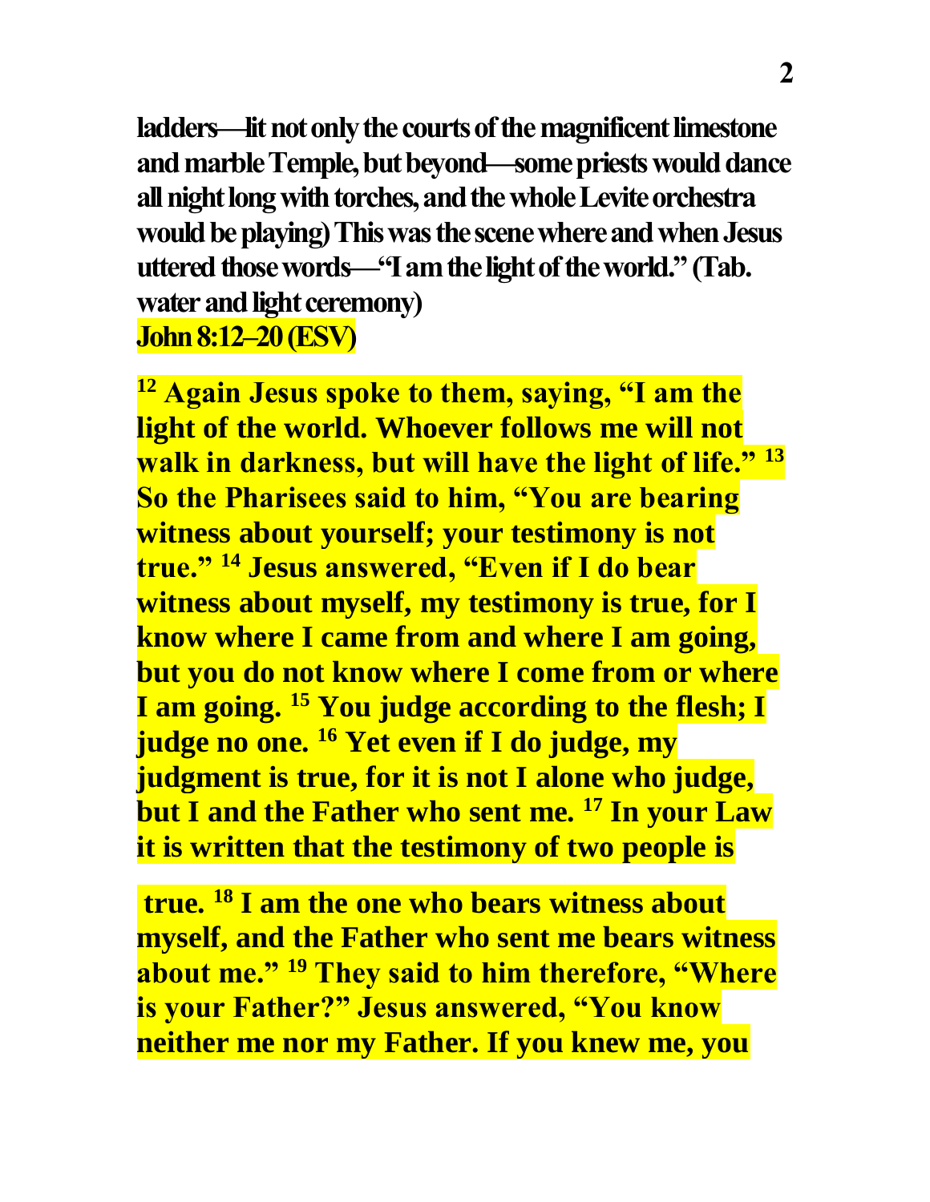**ladders—lit not only the courts of the magnificent limestone and marble Temple, but beyond—some priests would dance all night long with torches, and the whole Levite orchestra would be playing) This was the scene where and when Jesus uttered those words—"I am the light of the world." (Tab. water and light ceremony)**

**John 8:12–20 (ESV)**

**[12] Again Jesus spoke to them, saying, "I am the light of the world. Whoever follows me will not walk in darkness, but will have the light of life." [13] So the Pharisees said to him, "You are bearing witness about yourself; your testimony is not true." [14] Jesus answered, "Even if I do bear witness about myself, my testimony is true, for I know where I came from and where I am going, but you do not know where I come from or where I am going. [15] You judge according to the flesh; I judge no one. [16] Yet even if I do judge, my judgment is true, for it is not I alone who judge, but I and the Father who sent me. [17] In your Law it is written that the testimony of two people is true. [18] I am the one who bears witness about myself, and the Father who sent me bears witness about me." [19] They said to him therefore, "Where is your Father?" Jesus answered, "You know neither me nor my Father. If you knew me, you**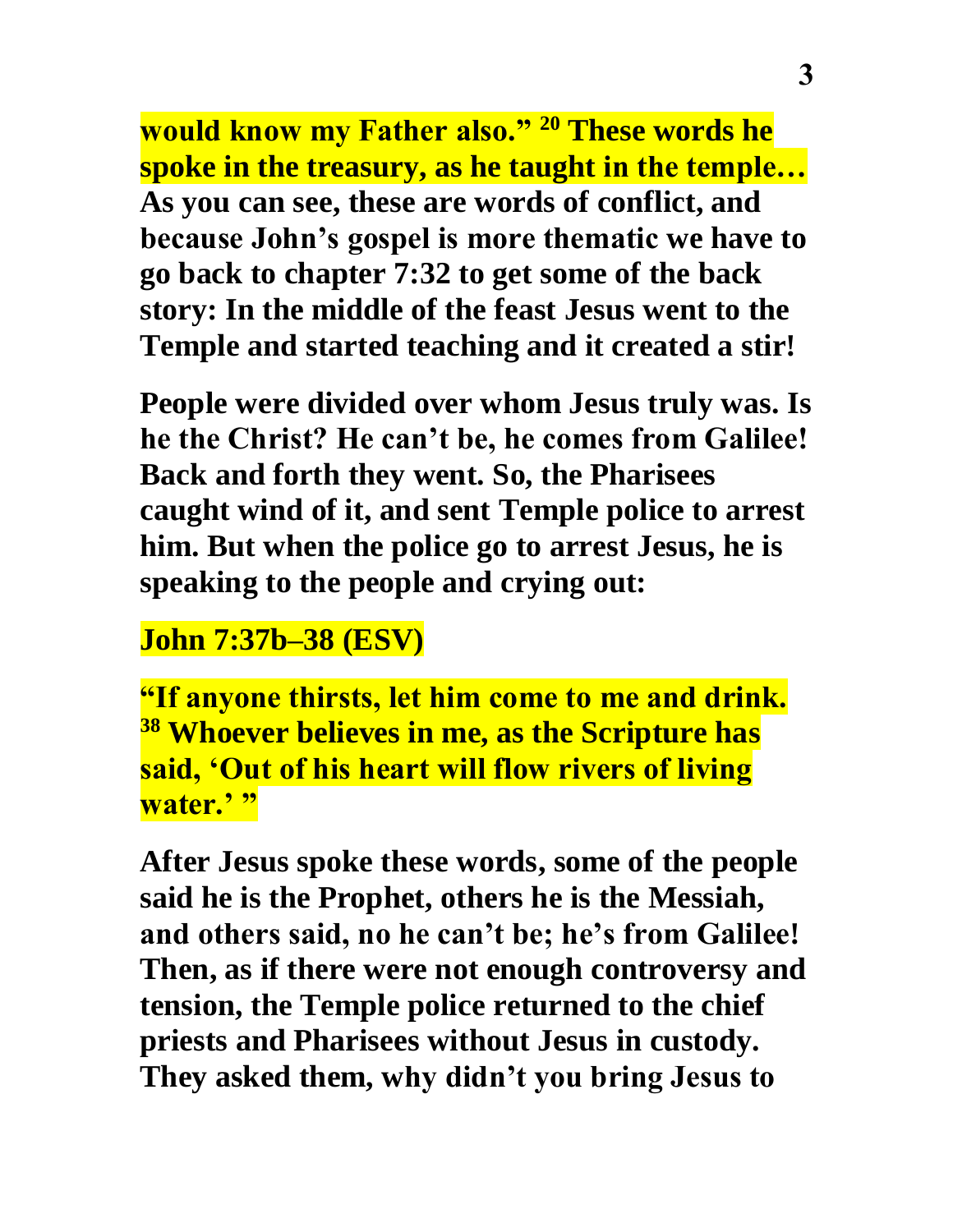**would know my Father also." [20] These words he spoke in the treasury, as he taught in the temple… As you can see, these are words of conflict, and because John's gospel is more thematic we have to go back to chapter 7:32 to get some of the back story: In the middle of the feast Jesus went to the Temple and started teaching and it created a stir!**

**People were divided over whom Jesus truly was. Is he the Christ? He can't be, he comes from Galilee! Back and forth they went. So, the Pharisees caught wind of it, and sent Temple police to arrest him. But when the police go to arrest Jesus, he is speaking to the people and crying out:**

**John 7:37b–38 (ESV)**

**"If anyone thirsts, let him come to me and drink. [38] Whoever believes in me, as the Scripture has said, 'Out of his heart will flow rivers of living water.' "**

**After Jesus spoke these words, some of the people said he is the Prophet, others he is the Messiah, and others said, no he can't be; he's from Galilee! Then, as if there were not enough controversy and tension, the Temple police returned to the chief priests and Pharisees without Jesus in custody. They asked them, why didn't you bring Jesus to**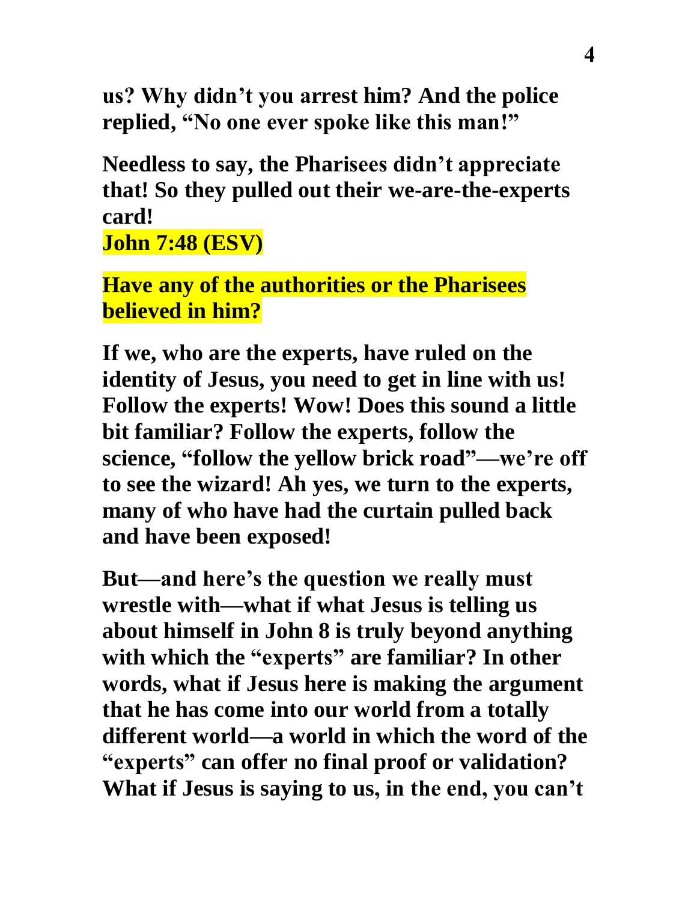**us? Why didn't you arrest him? And the police replied, "No one ever spoke like this man!"**

**Needless to say, the Pharisees didn't appreciate that! So they pulled out their we-are-the-experts card!**

**John 7:48 (ESV)**

**Have any of the authorities or the Pharisees believed in him?**

**If we, who are the experts, have ruled on the identity of Jesus, you need to get in line with us! Follow the experts! Wow! Does this sound a little bit familiar? Follow the experts, follow the science, "follow the yellow brick road"—we're off to see the wizard! Ah yes, we turn to the experts, many of who have had the curtain pulled back and have been exposed!**

**But—and here's the question we really must wrestle with—what if what Jesus is telling us about himself in John 8 is truly beyond anything with which the "experts" are familiar? In other words, what if Jesus here is making the argument that he has come into our world from a totally different world—a world in which the word of the "experts" can offer no final proof or validation? What if Jesus is saying to us, in the end, you can't**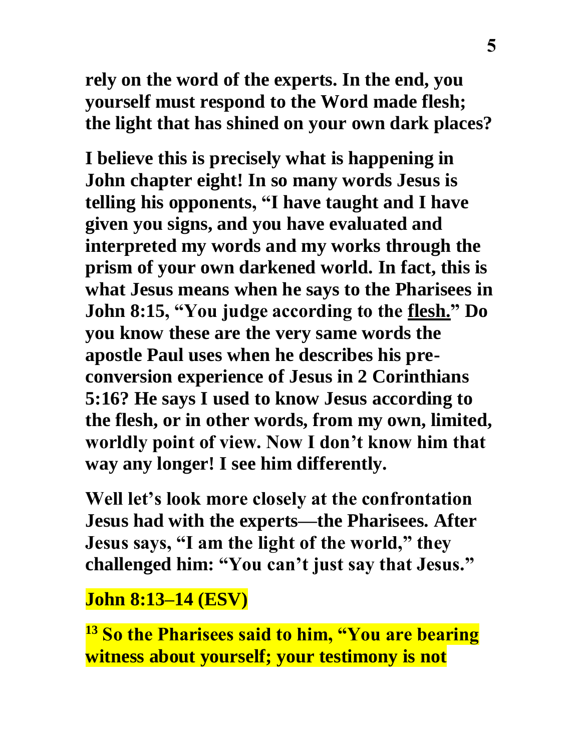**rely on the word of the experts. In the end, you yourself must respond to the Word made flesh; the light that has shined on your own dark places?**

**I believe this is precisely what is happening in John chapter eight! In so many words Jesus is telling his opponents, "I have taught and I have given you signs, and you have evaluated and interpreted my words and my works through the prism of your own darkened world. In fact, this is what Jesus means when he says to the Pharisees in John 8:15, "You judge according to the <u>flesh.</u>" Do you know these are the very same words the apostle Paul uses when he describes his pre-conversion experience of Jesus in 2 Corinthians 5:16? He says I used to know Jesus according to the flesh, or in other words, from my own, limited, worldly point of view. Now I don't know him that way any longer! I see him differently.**

**Well let's look more closely at the confrontation Jesus had with the experts—the Pharisees. After Jesus says, "I am the light of the world," they challenged him: "You can't just say that Jesus."**

**John 8:13–14 (ESV)**

**[13] So the Pharisees said to him, "You are bearing witness about yourself; your testimony is not**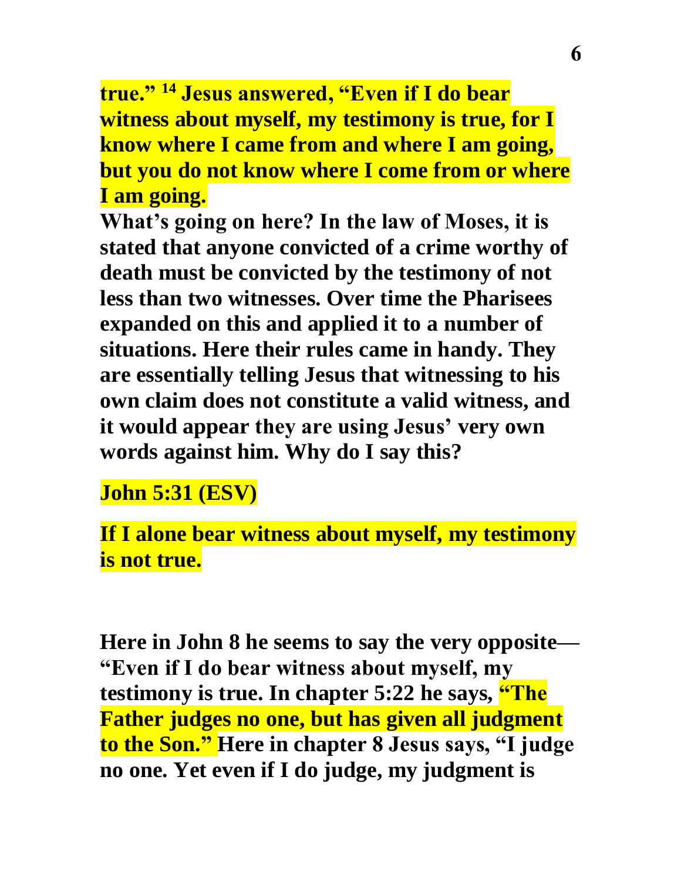**true."** [14] **Jesus answered, "Even if I do bear witness about myself, my testimony is true, for I know where I came from and where I am going, but you do not know where I come from or where I am going.**

**What's going on here? In the law of Moses, it is stated that anyone convicted of a crime worthy of death must be convicted by the testimony of not less than two witnesses. Over time the Pharisees expanded on this and applied it to a number of situations. Here their rules came in handy. They are essentially telling Jesus that witnessing to his own claim does not constitute a valid witness, and it would appear they are using Jesus' very own words against him. Why do I say this?**

**John 5:31 (ESV)**

**If I alone bear witness about myself, my testimony is not true.**

**Here in John 8 he seems to say the very opposite— "Even if I do bear witness about myself, my testimony is true. In chapter 5:22 he says, "The Father judges no one, but has given all judgment to the Son." Here in chapter 8 Jesus says, "I judge no one. Yet even if I do judge, my judgment is**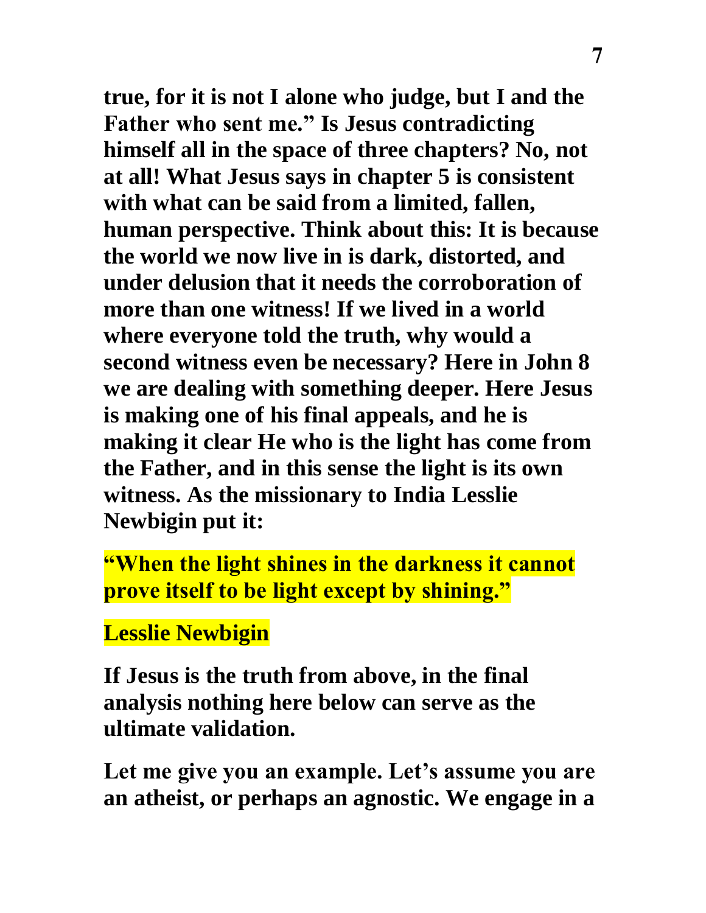**true, for it is not I alone who judge, but I and the Father who sent me." Is Jesus contradicting himself all in the space of three chapters? No, not at all! What Jesus says in chapter 5 is consistent with what can be said from a limited, fallen, human perspective. Think about this: It is because the world we now live in is dark, distorted, and under delusion that it needs the corroboration of more than one witness! If we lived in a world where everyone told the truth, why would a second witness even be necessary? Here in John 8 we are dealing with something deeper. Here Jesus is making one of his final appeals, and he is making it clear He who is the light has come from the Father, and in this sense the light is its own witness. As the missionary to India Lesslie Newbigin put it:**

**"When the light shines in the darkness it cannot prove itself to be light except by shining."**

**Lesslie Newbigin**

**If Jesus is the truth from above, in the final analysis nothing here below can serve as the ultimate validation.**

**Let me give you an example. Let's assume you are an atheist, or perhaps an agnostic. We engage in a**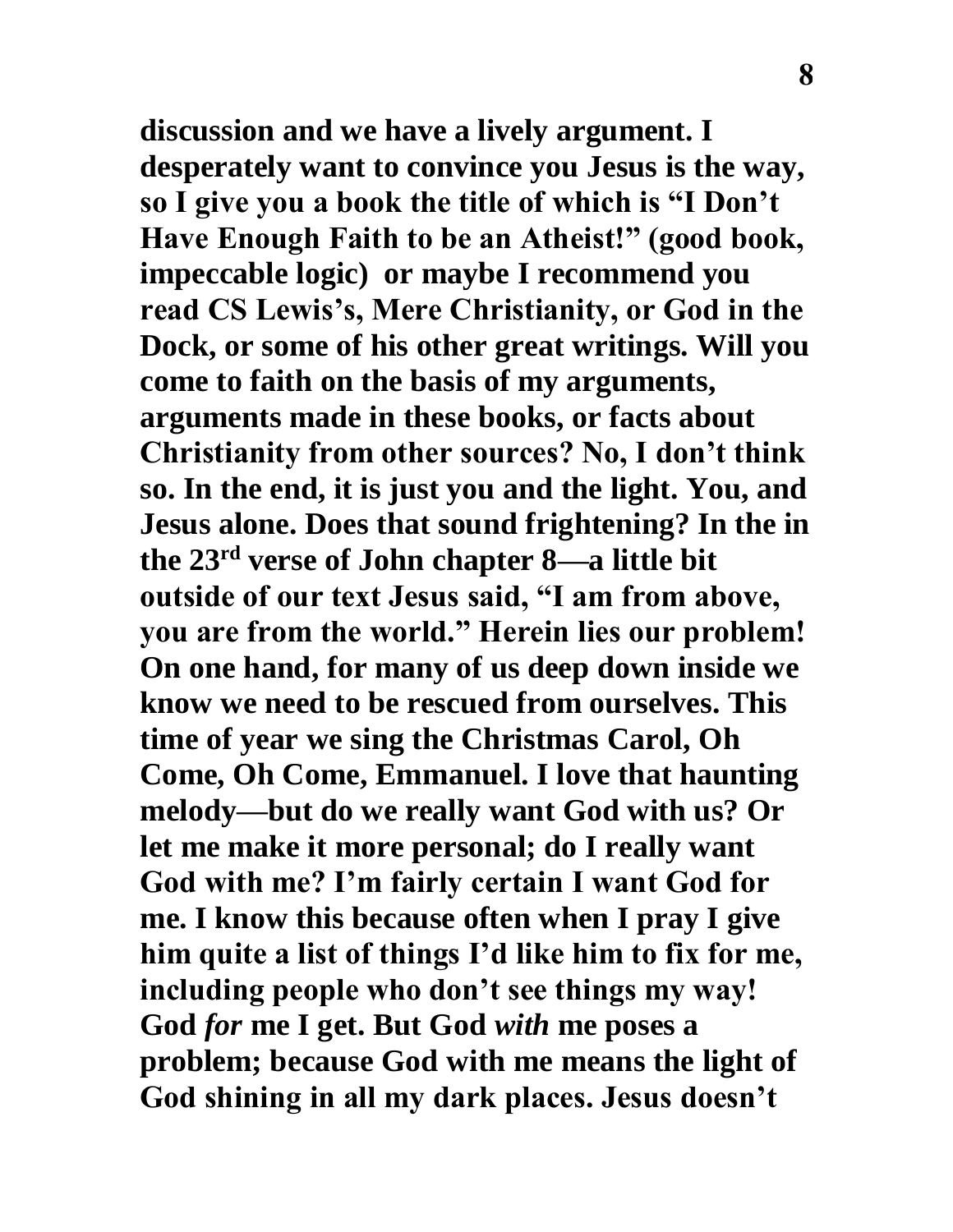**discussion and we have a lively argument. I desperately want to convince you Jesus is the way, so I give you a book the title of which is "I Don't Have Enough Faith to be an Atheist!" (good book, impeccable logic) or maybe I recommend you read CS Lewis's, Mere Christianity, or God in the Dock, or some of his other great writings. Will you come to faith on the basis of my arguments, arguments made in these books, or facts about Christianity from other sources? No, I don't think so. In the end, it is just you and the light. You, and Jesus alone. Does that sound frightening? In the in the 23rd verse of John chapter 8—a little bit outside of our text Jesus said, "I am from above, you are from the world." Herein lies our problem! On one hand, for many of us deep down inside we know we need to be rescued from ourselves. This time of year we sing the Christmas Carol, Oh Come, Oh Come, Emmanuel. I love that haunting melody—but do we really want God with us? Or let me make it more personal; do I really want God with me? I'm fairly certain I want God for me. I know this because often when I pray I give him quite a list of things I'd like him to fix for me, including people who don't see things my way! God *for* me I get. But God *with* me poses a problem; because God with me means the light of God shining in all my dark places. Jesus doesn't**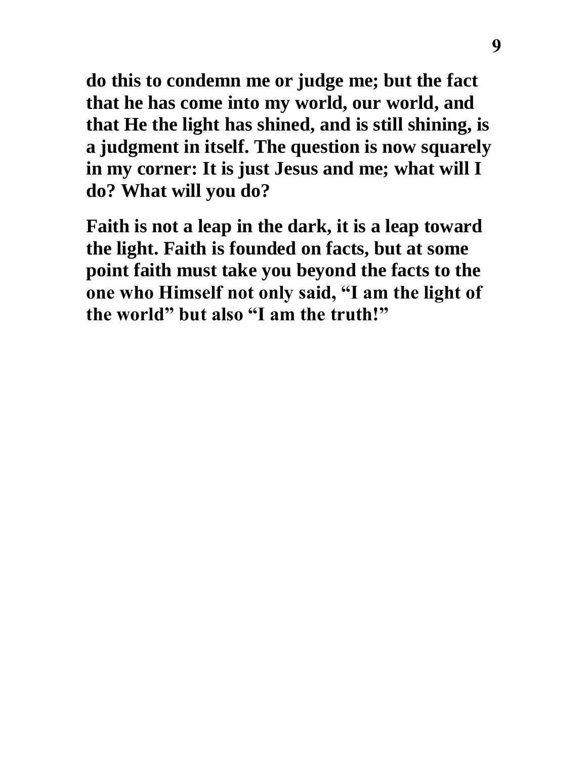**do this to condemn me or judge me; but the fact that he has come into my world, our world, and that He the light has shined, and is still shining, is a judgment in itself. The question is now squarely in my corner: It is just Jesus and me; what will I do? What will you do?**

**Faith is not a leap in the dark, it is a leap toward the light. Faith is founded on facts, but at some point faith must take you beyond the facts to the one who Himself not only said, "I am the light of the world" but also "I am the truth!"**